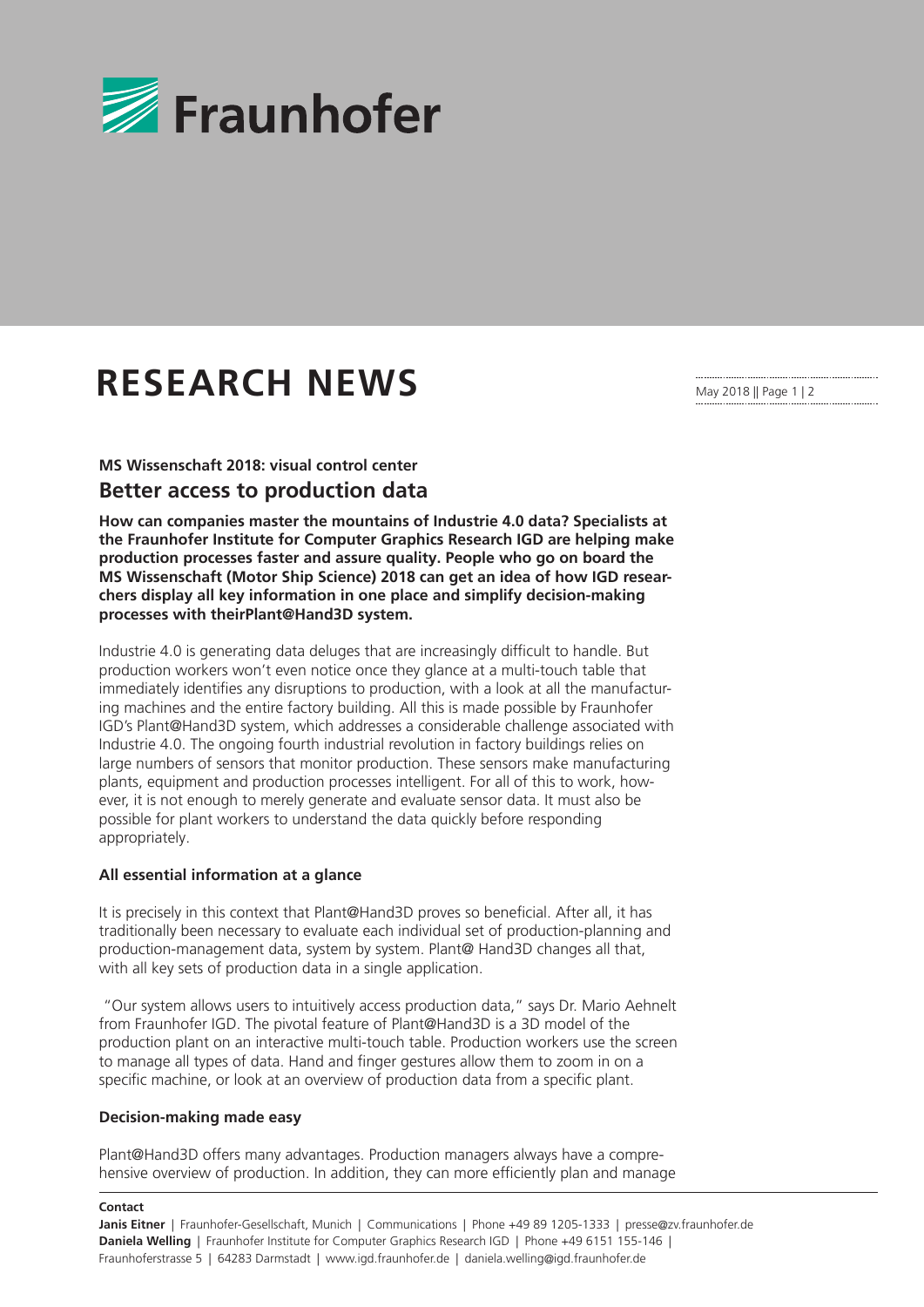# RESEARCH NEWS

### MS Wissenschaft 2018: visual control center

## Better access to production data

**How can companies master the mountains of Industrie 4.0 data? Specialists at the Fraunhofer Institute for Computer Graphics Research IGD are helping make production processes faster and assure quality. People who go on board the MS Wissenschaft (Motor Ship Science) 2018 can get an idea of how IGD researchers display all key information in one place and simplify decision-making processes with theirPlant@Hand3D system.**

Industrie 4.0 is generating data deluges that are increasingly difficult to handle. But production workers won't even notice once they glance at a multi-touch table that immediately identifies any disruptions to production, with a look at all the manufacturing machines and the entire factory building. All this is made possible by Fraunhofer IGD's Plant@Hand3D system, which addresses a considerable challenge associated with Industrie 4.0. The ongoing fourth industrial revolution in factory buildings relies on large numbers of sensors that monitor production. These sensors make manufacturing plants, equipment and production processes intelligent. For all of this to work, however, it is not enough to merely generate and evaluate sensor data. It must also be possible for plant workers to understand the data quickly before responding appropriately.

### All essential information at a glance

It is precisely in this context that Plant@Hand3D proves so beneficial. After all, it has traditionally been necessary to evaluate each individual set of production-planning and production-management data, system by system. Plant@ Hand3D changes all that, with all key sets of production data in a single application.

"Our system allows users to intuitively access production data," says Dr. Mario Aehnelt from Fraunhofer IGD. The pivotal feature of Plant@Hand3D is a 3D model of the production plant on an interactive multi-touch table. Production workers use the screen to manage all types of data. Hand and finger gestures allow them to zoom in on a specific machine, or look at an overview of production data from a specific plant.

### Decision-making made easy

Plant@Hand3D offers many advantages. Production managers always have a comprehensive overview of production. In addition, they can more efficiently plan and manage

**Contact**

**Janis Eitner** | Fraunhofer-Gesellschaft, Munich | Communications | Phone +49 89 1205-1333 | presse@zv.fraunhofer.de
**Daniela Welling** | Fraunhofer Institute for Computer Graphics Research IGD | Phone +49 6151 155-146 | Fraunhoferstrasse 5 | 64283 Darmstadt | www.igd.fraunhofer.de | daniela.welling@igd.fraunhofer.de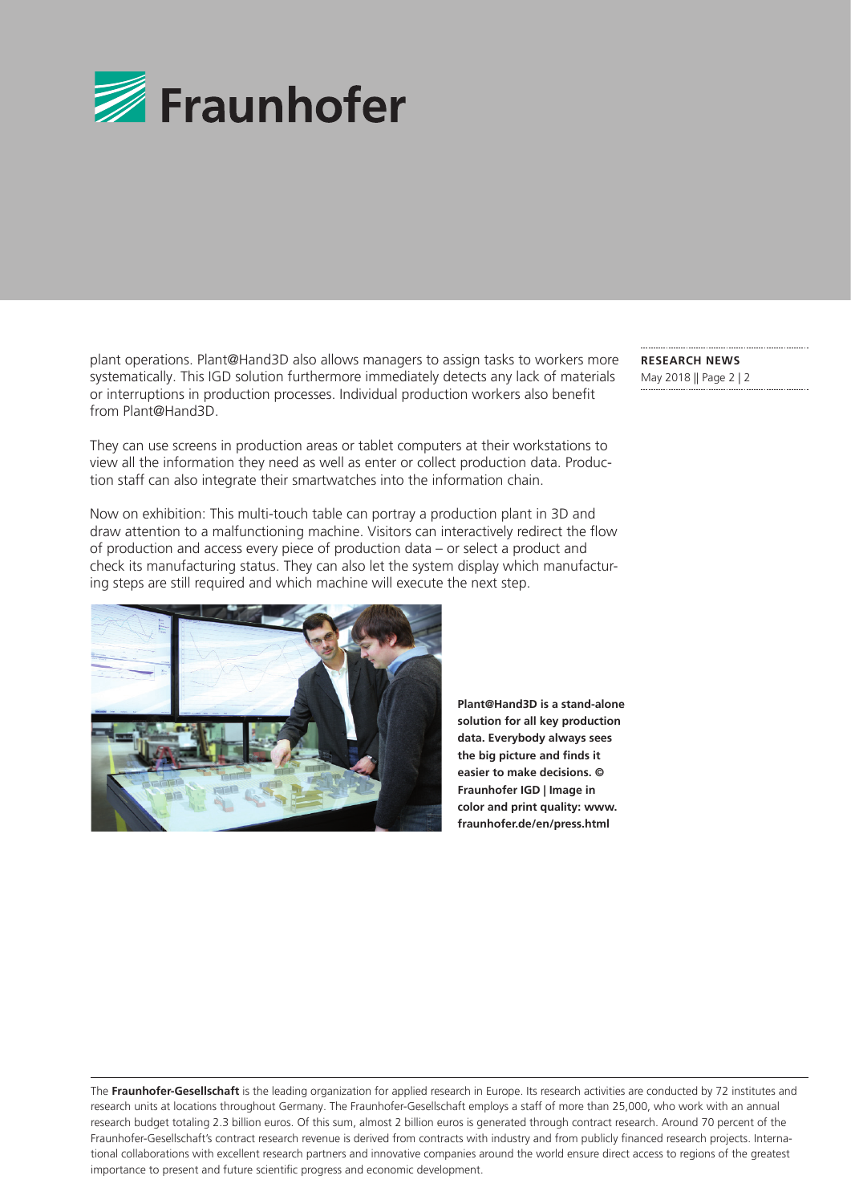plant operations. Plant@Hand3D also allows managers to assign tasks to workers more systematically. This IGD solution furthermore immediately detects any lack of materials or interruptions in production processes. Individual production workers also benefit from Plant@Hand3D.

They can use screens in production areas or tablet computers at their workstations to view all the information they need as well as enter or collect production data. Production staff can also integrate their smartwatches into the information chain.

Now on exhibition: This multi-touch table can portray a production plant in 3D and draw attention to a malfunctioning machine. Visitors can interactively redirect the flow of production and access every piece of production data – or select a product and check its manufacturing status. They can also let the system display which manufacturing steps are still required and which machine will execute the next step.

**Plant@Hand3D is a stand-alone solution for all key production data. Everybody always sees the big picture and finds it easier to make decisions. © Fraunhofer IGD | Image in color and print quality: www.fraunhofer.de/en/press.html**

The **Fraunhofer-Gesellschaft** is the leading organization for applied research in Europe. Its research activities are conducted by 72 institutes and research units at locations throughout Germany. The Fraunhofer-Gesellschaft employs a staff of more than 25,000, who work with an annual research budget totaling 2.3 billion euros. Of this sum, almost 2 billion euros is generated through contract research. Around 70 percent of the Fraunhofer-Gesellschaft's contract research revenue is derived from contracts with industry and from publicly financed research projects. International collaborations with excellent research partners and innovative companies around the world ensure direct access to regions of the greatest importance to present and future scientific progress and economic development.